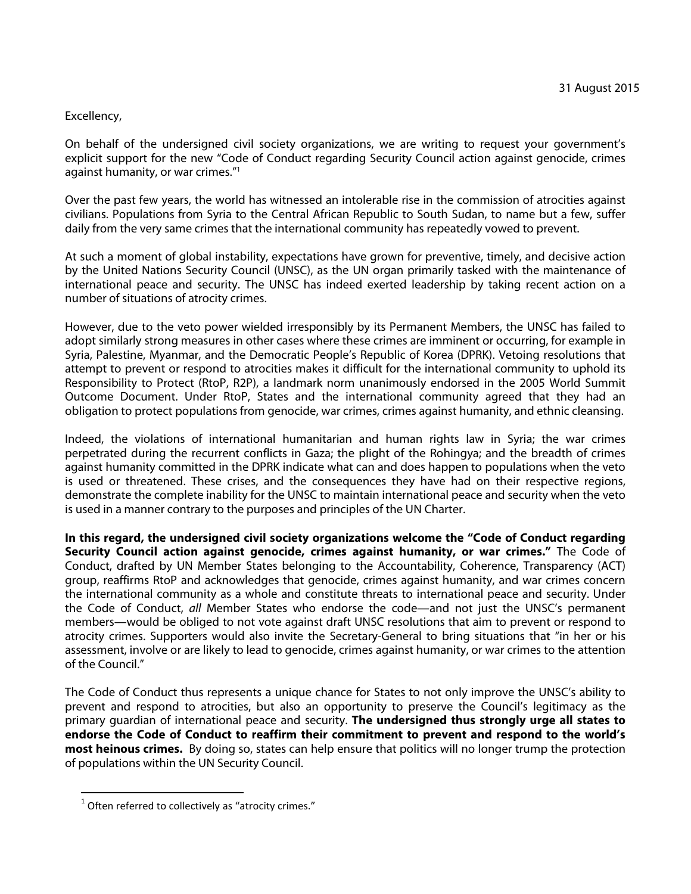31 August 2015

Excellency,

On behalf of the undersigned civil society organizations, we are writing to request your government's explicit support for the new "Code of Conduct regarding Security Council action against genocide, crimes against humanity, or war crimes."[1]

Over the past few years, the world has witnessed an intolerable rise in the commission of atrocities against civilians. Populations from Syria to the Central African Republic to South Sudan, to name but a few, suffer daily from the very same crimes that the international community has repeatedly vowed to prevent.

At such a moment of global instability, expectations have grown for preventive, timely, and decisive action by the United Nations Security Council (UNSC), as the UN organ primarily tasked with the maintenance of international peace and security. The UNSC has indeed exerted leadership by taking recent action on a number of situations of atrocity crimes.

However, due to the veto power wielded irresponsibly by its Permanent Members, the UNSC has failed to adopt similarly strong measures in other cases where these crimes are imminent or occurring, for example in Syria, Palestine, Myanmar, and the Democratic People's Republic of Korea (DPRK). Vetoing resolutions that attempt to prevent or respond to atrocities makes it difficult for the international community to uphold its Responsibility to Protect (RtoP, R2P), a landmark norm unanimously endorsed in the 2005 World Summit Outcome Document. Under RtoP, States and the international community agreed that they had an obligation to protect populations from genocide, war crimes, crimes against humanity, and ethnic cleansing.

Indeed, the violations of international humanitarian and human rights law in Syria; the war crimes perpetrated during the recurrent conflicts in Gaza; the plight of the Rohingya; and the breadth of crimes against humanity committed in the DPRK indicate what can and does happen to populations when the veto is used or threatened. These crises, and the consequences they have had on their respective regions, demonstrate the complete inability for the UNSC to maintain international peace and security when the veto is used in a manner contrary to the purposes and principles of the UN Charter.

**In this regard, the undersigned civil society organizations welcome the "Code of Conduct regarding Security Council action against genocide, crimes against humanity, or war crimes."** The Code of Conduct, drafted by UN Member States belonging to the Accountability, Coherence, Transparency (ACT) group, reaffirms RtoP and acknowledges that genocide, crimes against humanity, and war crimes concern the international community as a whole and constitute threats to international peace and security. Under the Code of Conduct, *all* Member States who endorse the code—and not just the UNSC's permanent members—would be obliged to not vote against draft UNSC resolutions that aim to prevent or respond to atrocity crimes. Supporters would also invite the Secretary-General to bring situations that "in her or his assessment, involve or are likely to lead to genocide, crimes against humanity, or war crimes to the attention of the Council."

The Code of Conduct thus represents a unique chance for States to not only improve the UNSC's ability to prevent and respond to atrocities, but also an opportunity to preserve the Council's legitimacy as the primary guardian of international peace and security. **The undersigned thus strongly urge all states to endorse the Code of Conduct to reaffirm their commitment to prevent and respond to the world's most heinous crimes.** By doing so, states can help ensure that politics will no longer trump the protection of populations within the UN Security Council.

[1] Often referred to collectively as "atrocity crimes."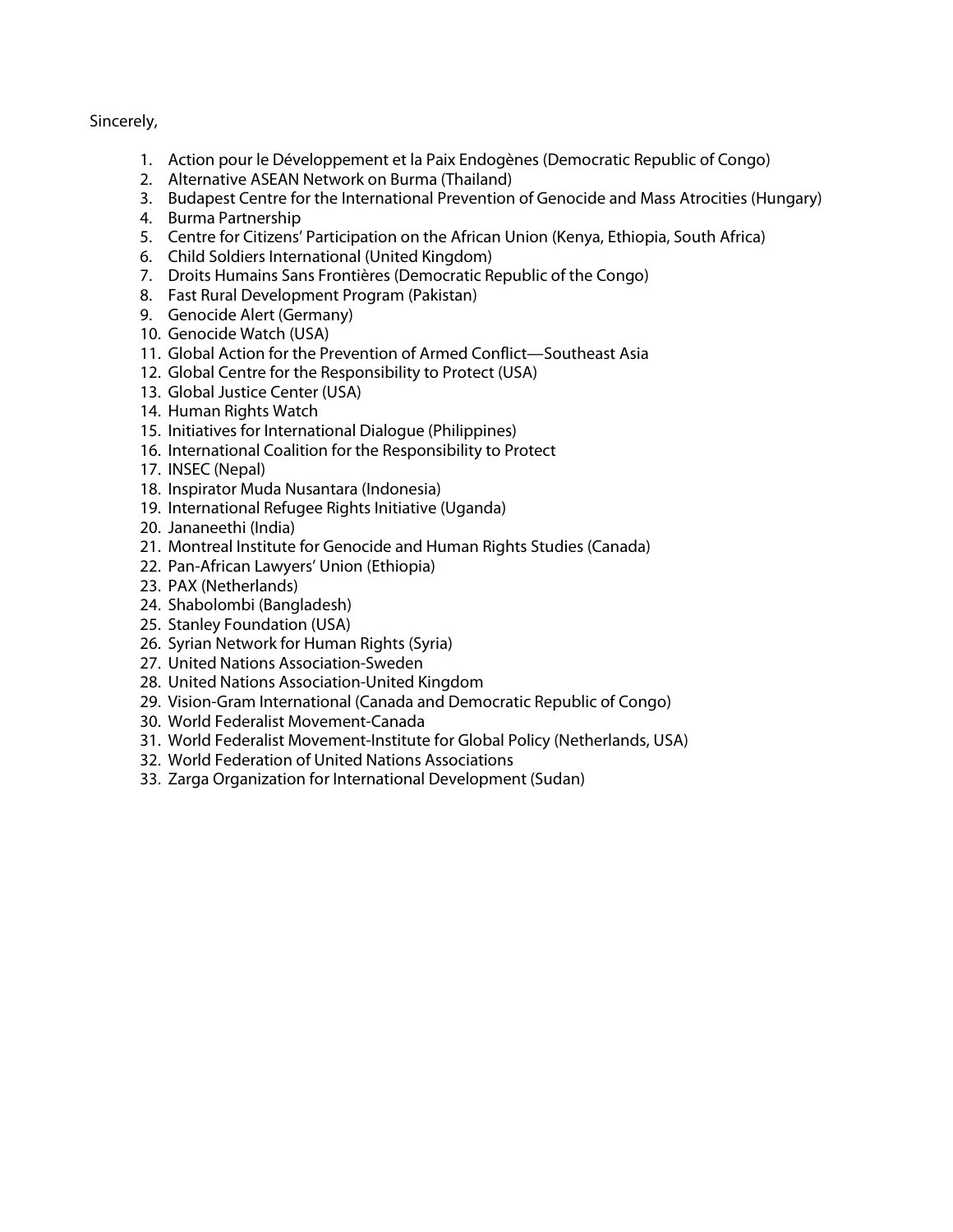Sincerely,

1. Action pour le Développement et la Paix Endogènes (Democratic Republic of Congo)
2. Alternative ASEAN Network on Burma (Thailand)
3. Budapest Centre for the International Prevention of Genocide and Mass Atrocities (Hungary)
4. Burma Partnership
5. Centre for Citizens' Participation on the African Union (Kenya, Ethiopia, South Africa)
6. Child Soldiers International (United Kingdom)
7. Droits Humains Sans Frontières (Democratic Republic of the Congo)
8. Fast Rural Development Program (Pakistan)
9. Genocide Alert (Germany)
10. Genocide Watch (USA)
11. Global Action for the Prevention of Armed Conflict—Southeast Asia
12. Global Centre for the Responsibility to Protect (USA)
13. Global Justice Center (USA)
14. Human Rights Watch
15. Initiatives for International Dialogue (Philippines)
16. International Coalition for the Responsibility to Protect
17. INSEC (Nepal)
18. Inspirator Muda Nusantara (Indonesia)
19. International Refugee Rights Initiative (Uganda)
20. Jananeethi (India)
21. Montreal Institute for Genocide and Human Rights Studies (Canada)
22. Pan-African Lawyers' Union (Ethiopia)
23. PAX (Netherlands)
24. Shabolombi (Bangladesh)
25. Stanley Foundation (USA)
26. Syrian Network for Human Rights (Syria)
27. United Nations Association-Sweden
28. United Nations Association-United Kingdom
29. Vision-Gram International (Canada and Democratic Republic of Congo)
30. World Federalist Movement-Canada
31. World Federalist Movement-Institute for Global Policy (Netherlands, USA)
32. World Federation of United Nations Associations
33. Zarga Organization for International Development (Sudan)